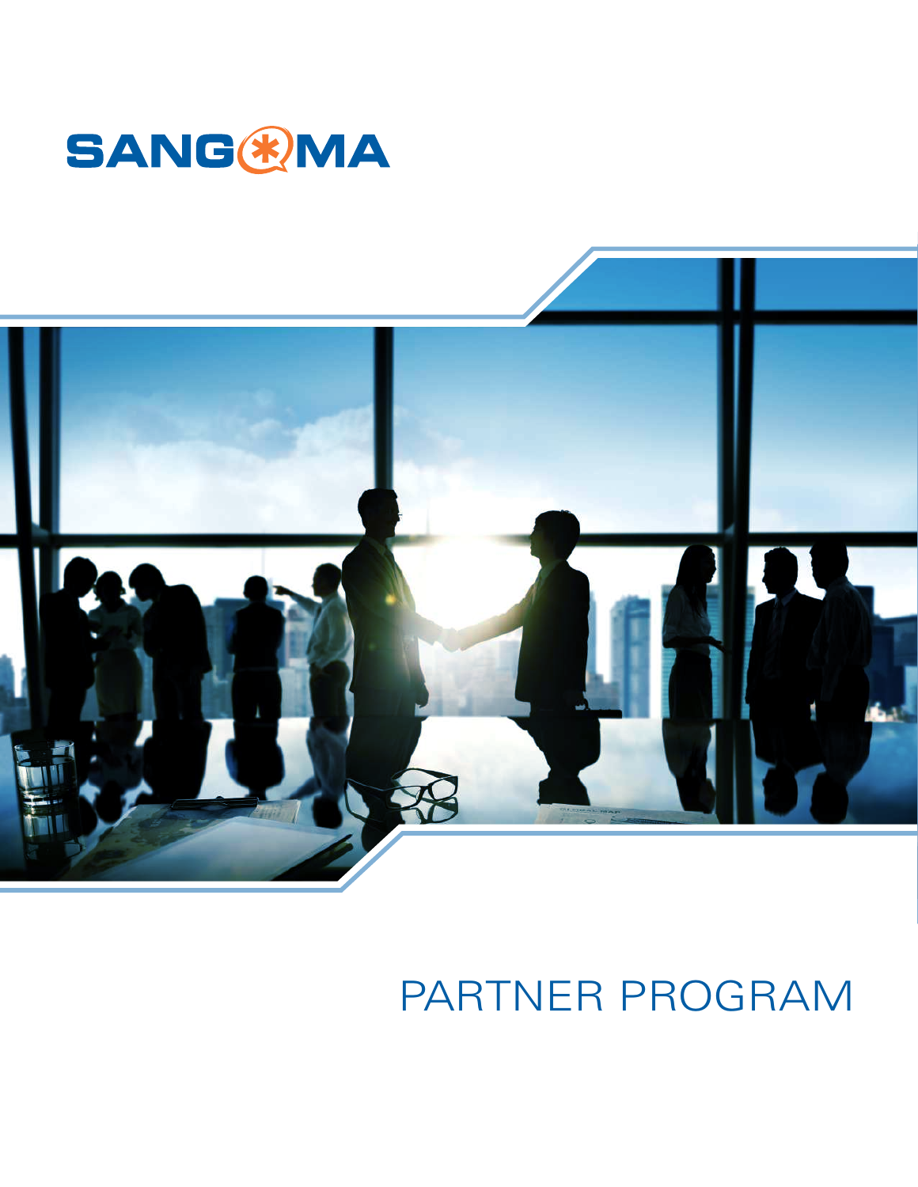SANGOMA

# PARTNER PROGRAM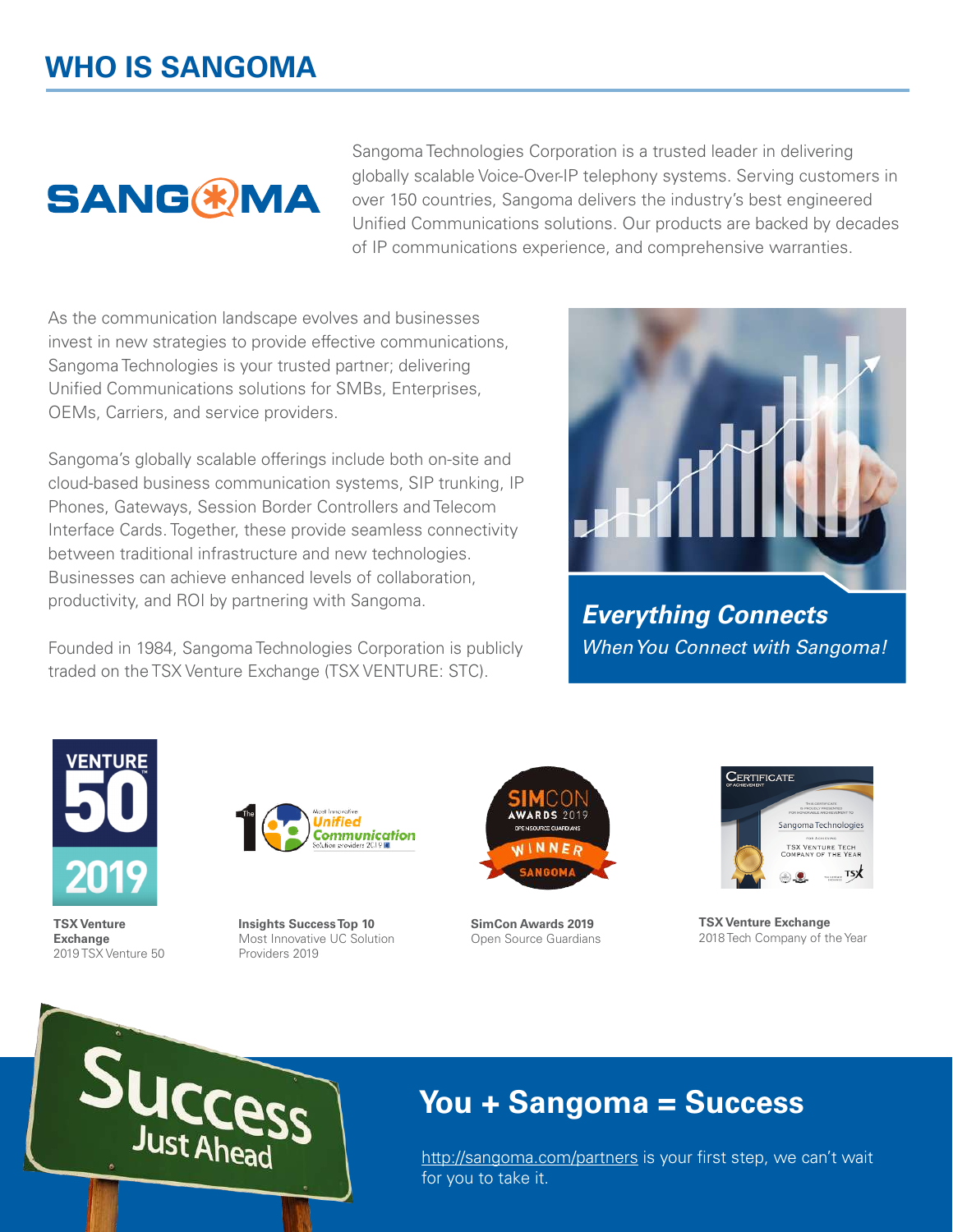## WHO IS SANGOMA

Sangoma Technologies Corporation is a trusted leader in delivering globally scalable Voice-Over-IP telephony systems. Serving customers in over 150 countries, Sangoma delivers the industry's best engineered Unified Communications solutions. Our products are backed by decades of IP communications experience, and comprehensive warranties.

As the communication landscape evolves and businesses invest in new strategies to provide effective communications, Sangoma Technologies is your trusted partner; delivering Unified Communications solutions for SMBs, Enterprises, OEMs, Carriers, and service providers.

Sangoma's globally scalable offerings include both on-site and cloud-based business communication systems, SIP trunking, IP Phones, Gateways, Session Border Controllers and Telecom Interface Cards. Together, these provide seamless connectivity between traditional infrastructure and new technologies. Businesses can achieve enhanced levels of collaboration, productivity, and ROI by partnering with Sangoma.

Founded in 1984, Sangoma Technologies Corporation is publicly traded on the TSX Venture Exchange (TSX VENTURE: STC).

***Everything Connects***
*When You Connect with Sangoma!*

**TSX Venture Exchange**
2019 TSX Venture 50

**Insights Success Top 10**
Most Innovative UC Solution Providers 2019

**SimCon Awards 2019**
Open Source Guardians

**TSX Venture Exchange**
2018 Tech Company of the Year

## You + Sangoma = Success

http://sangoma.com/partners is your first step, we can't wait for you to take it.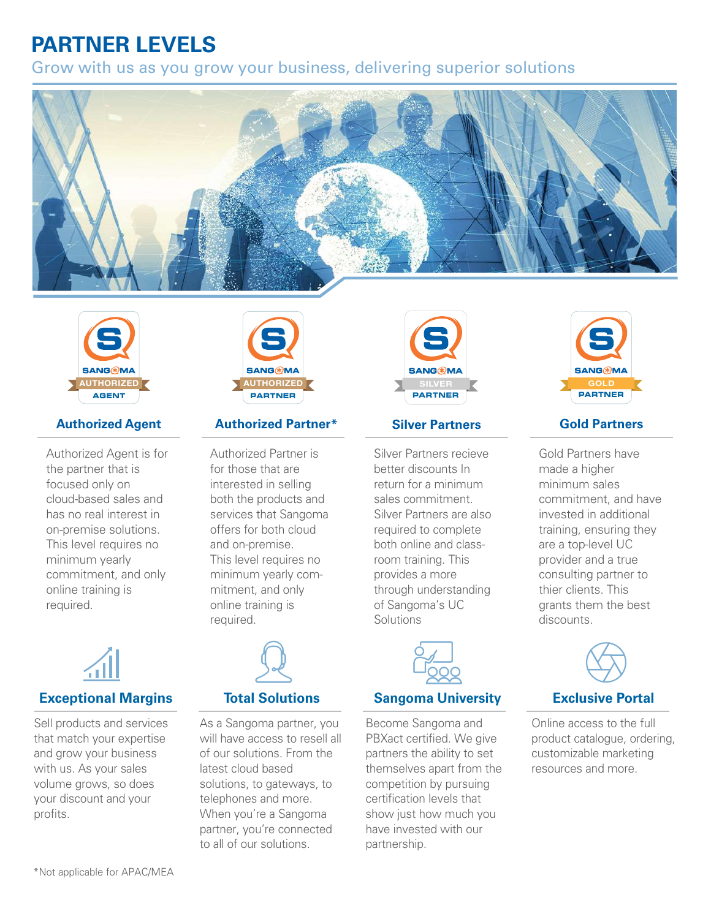# PARTNER LEVELS

Grow with us as you grow your business, delivering superior solutions

### Authorized Agent

Authorized Agent is for the partner that is focused only on cloud-based sales and has no real interest in on-premise solutions. This level requires no minimum yearly commitment, and only online training is required.

### Authorized Partner*

Authorized Partner is for those that are interested in selling both the products and services that Sangoma offers for both cloud and on-premise. This level requires no minimum yearly commitment, and only online training is required.

### Silver Partners

Silver Partners recieve better discounts In return for a minimum sales commitment. Silver Partners are also required to complete both online and class-room training. This provides a more through understanding of Sangoma's UC Solutions

### Gold Partners

Gold Partners have made a higher minimum sales commitment, and have invested in additional training, ensuring they are a top-level UC provider and a true consulting partner to thier clients. This grants them the best discounts.

### Exceptional Margins

Sell products and services that match your expertise and grow your business with us. As your sales volume grows, so does your discount and your profits.

### Total Solutions

As a Sangoma partner, you will have access to resell all of our solutions. From the latest cloud based solutions, to gateways, to telephones and more. When you're a Sangoma partner, you're connected to all of our solutions.

### Sangoma University

Become Sangoma and PBXact certified. We give partners the ability to set themselves apart from the competition by pursuing certification levels that show just how much you have invested with our partnership.

### Exclusive Portal

Online access to the full product catalogue, ordering, customizable marketing resources and more.

*Not applicable for APAC/MEA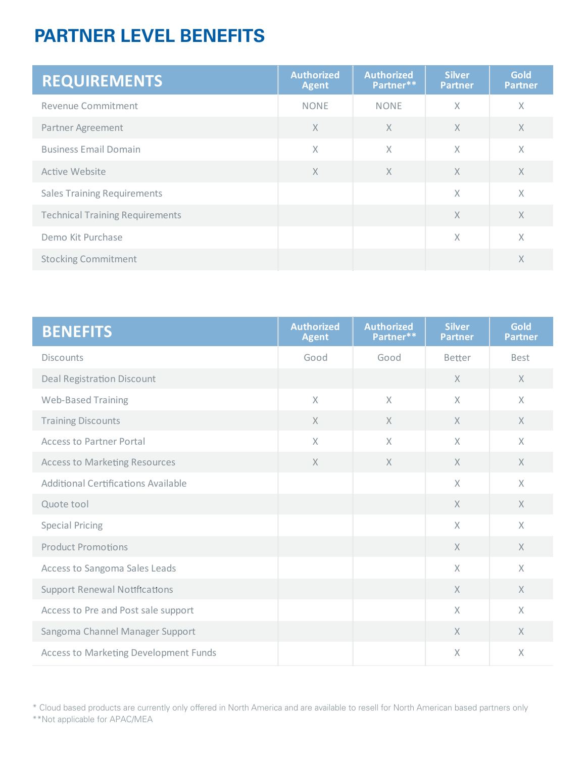# PARTNER LEVEL BENEFITS

| REQUIREMENTS | Authorized Agent | Authorized Partner** | Silver Partner | Gold Partner |
|---|---|---|---|---|
| Revenue Commitment | NONE | NONE | X | X |
| Partner Agreement | X | X | X | X |
| Business Email Domain | X | X | X | X |
| Active Website | X | X | X | X |
| Sales Training Requirements | | | X | X |
| Technical Training Requirements | | | X | X |
| Demo Kit Purchase | | | X | X |
| Stocking Commitment | | | | X |

| BENEFITS | Authorized Agent | Authorized Partner** | Silver Partner | Gold Partner |
|---|---|---|---|---|
| Discounts | Good | Good | Better | Best |
| Deal Registration Discount | | | X | X |
| Web-Based Training | X | X | X | X |
| Training Discounts | X | X | X | X |
| Access to Partner Portal | X | X | X | X |
| Access to Marketing Resources | X | X | X | X |
| Additional Certifications Available | | | X | X |
| Quote tool | | | X | X |
| Special Pricing | | | X | X |
| Product Promotions | | | X | X |
| Access to Sangoma Sales Leads | | | X | X |
| Support Renewal Notifications | | | X | X |
| Access to Pre and Post sale support | | | X | X |
| Sangoma Channel Manager Support | | | X | X |
| Access to Marketing Development Funds | | | X | X |

* Cloud based products are currently only offered in North America and are available to resell for North American based partners only

**Not applicable for APAC/MEA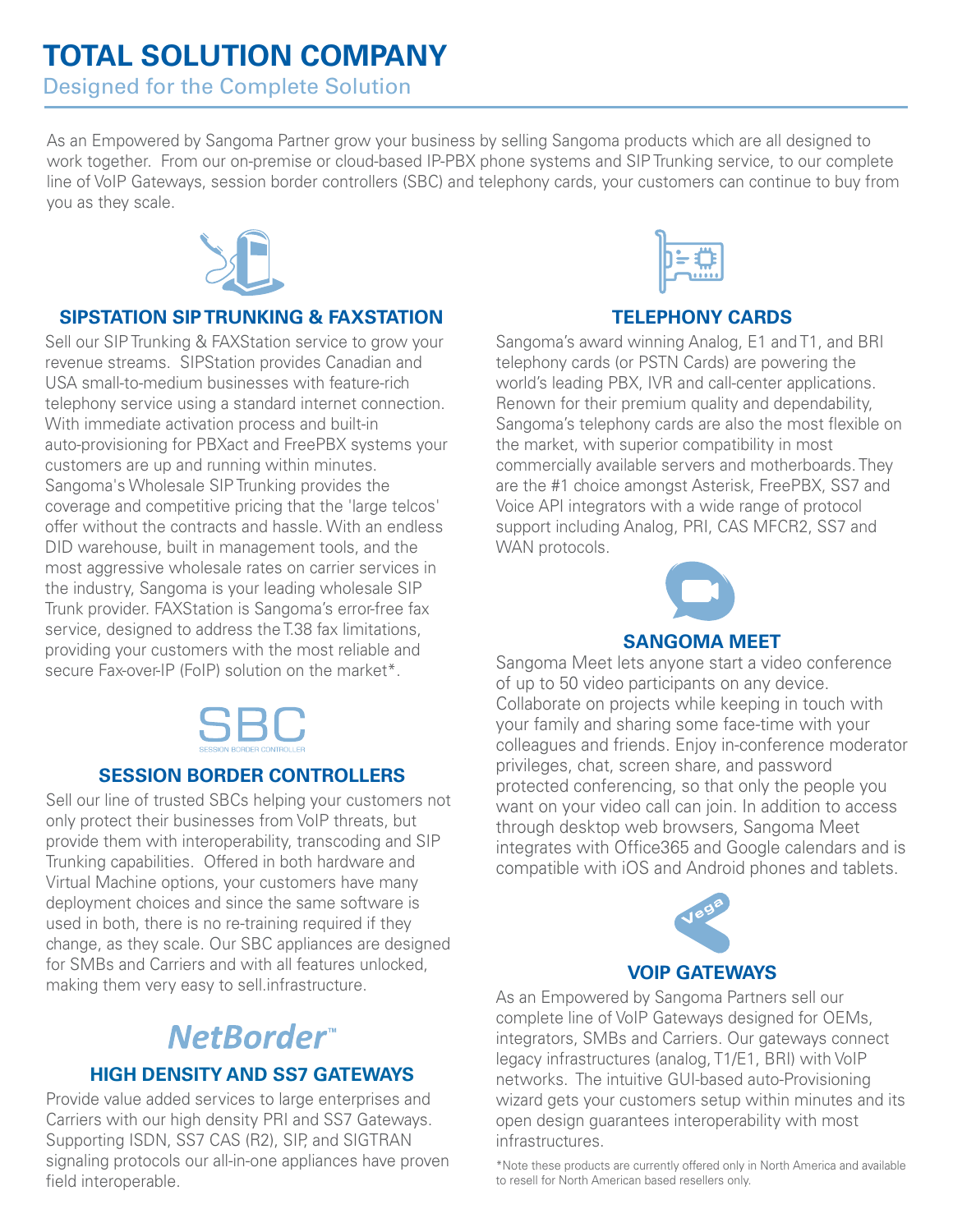# TOTAL SOLUTION COMPANY

## Designed for the Complete Solution

As an Empowered by Sangoma Partner grow your business by selling Sangoma products which are all designed to work together. From our on-premise or cloud-based IP-PBX phone systems and SIP Trunking service, to our complete line of VoIP Gateways, session border controllers (SBC) and telephony cards, your customers can continue to buy from you as they scale.

### SIPSTATION SIP TRUNKING & FAXSTATION

Sell our SIP Trunking & FAXStation service to grow your revenue streams. SIPStation provides Canadian and USA small-to-medium businesses with feature-rich telephony service using a standard internet connection. With immediate activation process and built-in auto-provisioning for PBXact and FreePBX systems your customers are up and running within minutes. Sangoma's Wholesale SIP Trunking provides the coverage and competitive pricing that the 'large telcos' offer without the contracts and hassle. With an endless DID warehouse, built in management tools, and the most aggressive wholesale rates on carrier services in the industry, Sangoma is your leading wholesale SIP Trunk provider. FAXStation is Sangoma's error-free fax service, designed to address the T.38 fax limitations, providing your customers with the most reliable and secure Fax-over-IP (FoIP) solution on the market*.

SBC
SESSION BORDER CONTROLLER

### SESSION BORDER CONTROLLERS

Sell our line of trusted SBCs helping your customers not only protect their businesses from VoIP threats, but provide them with interoperability, transcoding and SIP Trunking capabilities. Offered in both hardware and Virtual Machine options, your customers have many deployment choices and since the same software is used in both, there is no re-training required if they change, as they scale. Our SBC appliances are designed for SMBs and Carriers and with all features unlocked, making them very easy to sell.infrastructure.

NetBorder™

### HIGH DENSITY AND SS7 GATEWAYS

Provide value added services to large enterprises and Carriers with our high density PRI and SS7 Gateways. Supporting ISDN, SS7 CAS (R2), SIP, and SIGTRAN signaling protocols our all-in-one appliances have proven field interoperable.

### TELEPHONY CARDS

Sangoma's award winning Analog, E1 and T1, and BRI telephony cards (or PSTN Cards) are powering the world's leading PBX, IVR and call-center applications. Renown for their premium quality and dependability, Sangoma's telephony cards are also the most flexible on the market, with superior compatibility in most commercially available servers and motherboards. They are the #1 choice amongst Asterisk, FreePBX, SS7 and Voice API integrators with a wide range of protocol support including Analog, PRI, CAS MFCR2, SS7 and WAN protocols.

### SANGOMA MEET

Sangoma Meet lets anyone start a video conference of up to 50 video participants on any device. Collaborate on projects while keeping in touch with your family and sharing some face-time with your colleagues and friends. Enjoy in-conference moderator privileges, chat, screen share, and password protected conferencing, so that only the people you want on your video call can join. In addition to access through desktop web browsers, Sangoma Meet integrates with Office365 and Google calendars and is compatible with iOS and Android phones and tablets.

Vega

### VOIP GATEWAYS

As an Empowered by Sangoma Partners sell our complete line of VoIP Gateways designed for OEMs, integrators, SMBs and Carriers. Our gateways connect legacy infrastructures (analog, T1/E1, BRI) with VoIP networks. The intuitive GUI-based auto-Provisioning wizard gets your customers setup within minutes and its open design guarantees interoperability with most infrastructures.

*Note these products are currently offered only in North America and available to resell for North American based resellers only.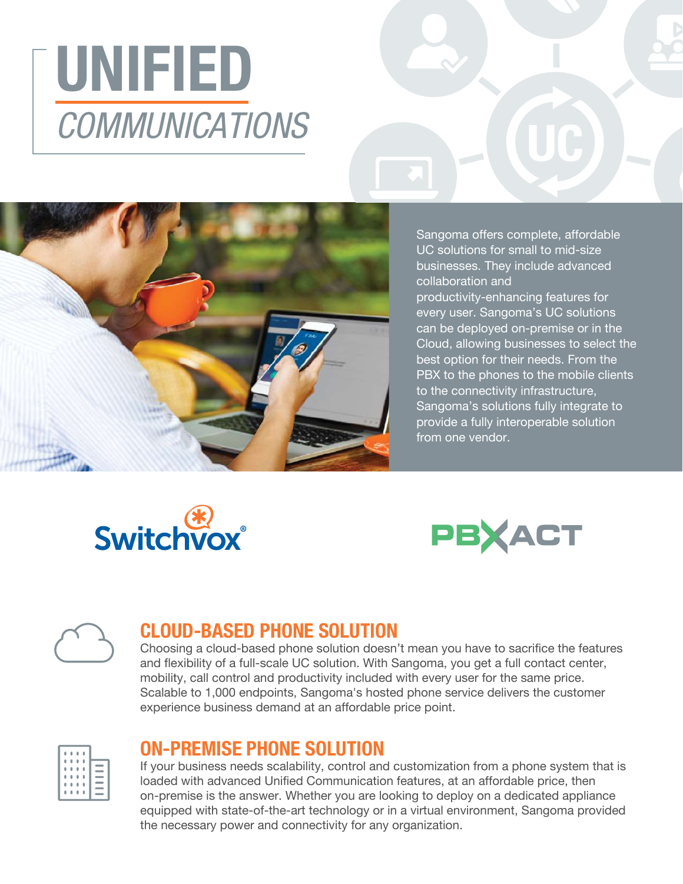# UNIFIED *COMMUNICATIONS*

Sangoma offers complete, affordable UC solutions for small to mid-size businesses. They include advanced collaboration and productivity-enhancing features for every user. Sangoma's UC solutions can be deployed on-premise or in the Cloud, allowing businesses to select the best option for their needs. From the PBX to the phones to the mobile clients to the connectivity infrastructure, Sangoma's solutions fully integrate to provide a fully interoperable solution from one vendor.

Switchvox®

PBXACT

## CLOUD-BASED PHONE SOLUTION

Choosing a cloud-based phone solution doesn't mean you have to sacrifice the features and flexibility of a full-scale UC solution. With Sangoma, you get a full contact center, mobility, call control and productivity included with every user for the same price. Scalable to 1,000 endpoints, Sangoma's hosted phone service delivers the customer experience business demand at an affordable price point.

## ON-PREMISE PHONE SOLUTION

If your business needs scalability, control and customization from a phone system that is loaded with advanced Unified Communication features, at an affordable price, then on-premise is the answer. Whether you are looking to deploy on a dedicated appliance equipped with state-of-the-art technology or in a virtual environment, Sangoma provided the necessary power and connectivity for any organization.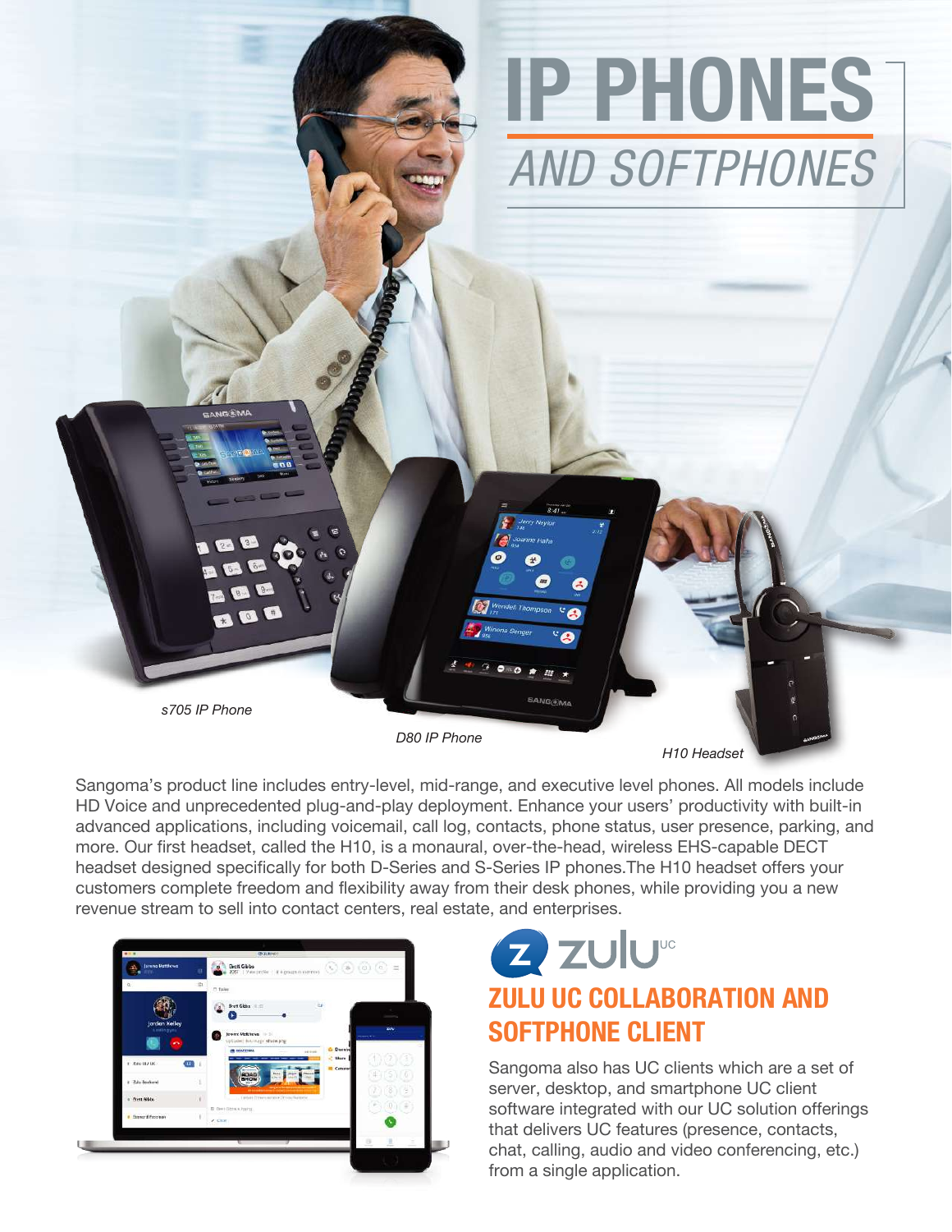# IP PHONES

## AND SOFTPHONES

*s705 IP Phone*

*D80 IP Phone*

*H10 Headset*

Sangoma's product line includes entry-level, mid-range, and executive level phones. All models include HD Voice and unprecedented plug-and-play deployment. Enhance your users' productivity with built-in advanced applications, including voicemail, call log, contacts, phone status, user presence, parking, and more. Our first headset, called the H10, is a monaural, over-the-head, wireless EHS-capable DECT headset designed specifically for both D-Series and S-Series IP phones.The H10 headset offers your customers complete freedom and flexibility away from their desk phones, while providing you a new revenue stream to sell into contact centers, real estate, and enterprises.

## ZULU UC COLLABORATION AND SOFTPHONE CLIENT

Sangoma also has UC clients which are a set of server, desktop, and smartphone UC client software integrated with our UC solution offerings that delivers UC features (presence, contacts, chat, calling, audio and video conferencing, etc.) from a single application.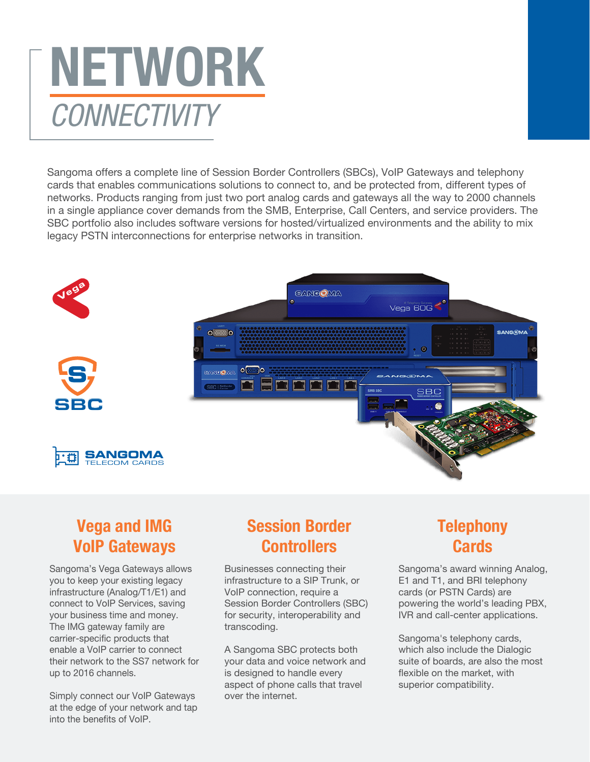# NETWORK

*CONNECTIVITY*

Sangoma offers a complete line of Session Border Controllers (SBCs), VoIP Gateways and telephony cards that enables communications solutions to connect to, and be protected from, different types of networks. Products ranging from just two port analog cards and gateways all the way to 2000 channels in a single appliance cover demands from the SMB, Enterprise, Call Centers, and service providers. The SBC portfolio also includes software versions for hosted/virtualized environments and the ability to mix legacy PSTN interconnections for enterprise networks in transition.

## Vega and IMG VoIP Gateways

Sangoma's Vega Gateways allows you to keep your existing legacy infrastructure (Analog/T1/E1) and connect to VoIP Services, saving your business time and money. The IMG gateway family are carrier-specific products that enable a VoIP carrier to connect their network to the SS7 network for up to 2016 channels.

Simply connect our VoIP Gateways at the edge of your network and tap into the benefits of VoIP.

## Session Border Controllers

Businesses connecting their infrastructure to a SIP Trunk, or VoIP connection, require a Session Border Controllers (SBC) for security, interoperability and transcoding.

A Sangoma SBC protects both your data and voice network and is designed to handle every aspect of phone calls that travel over the internet.

## Telephony Cards

Sangoma's award winning Analog, E1 and T1, and BRI telephony cards (or PSTN Cards) are powering the world's leading PBX, IVR and call-center applications.

Sangoma's telephony cards, which also include the Dialogic suite of boards, are also the most flexible on the market, with superior compatibility.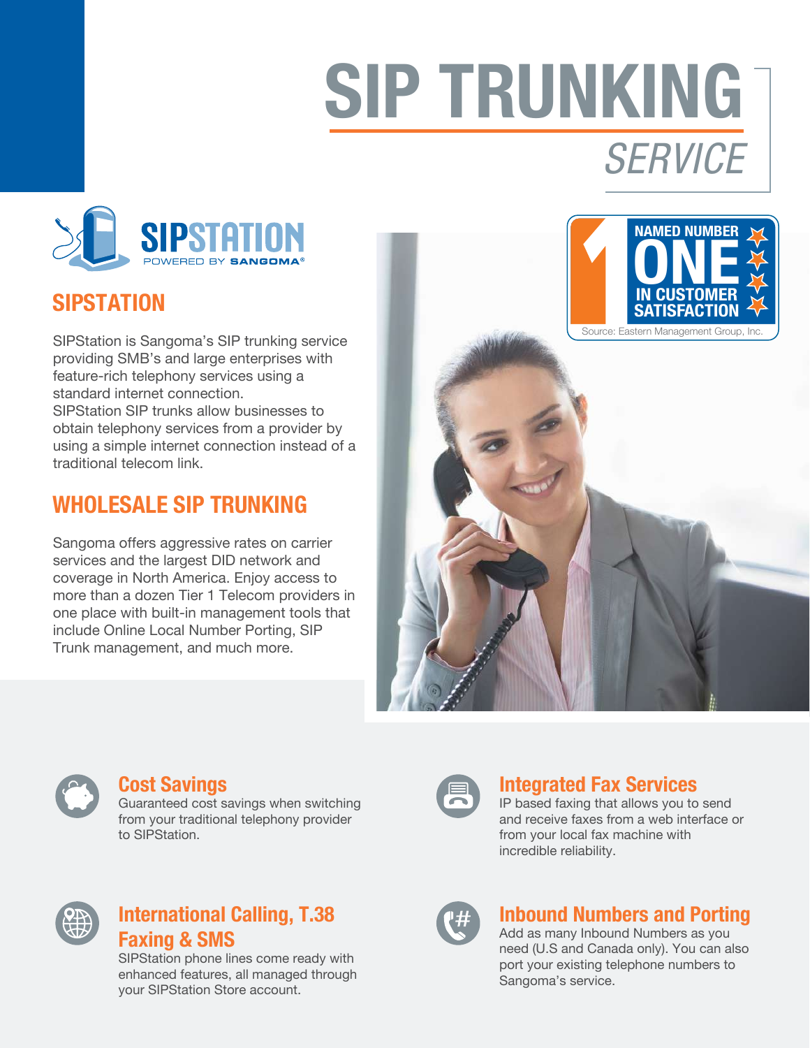# SIP TRUNKING

*SERVICE*

SIPSTATION POWERED BY SANGOMA®

## SIPSTATION

SIPStation is Sangoma's SIP trunking service providing SMB's and large enterprises with feature-rich telephony services using a standard internet connection.
SIPStation SIP trunks allow businesses to obtain telephony services from a provider by using a simple internet connection instead of a traditional telecom link.

## WHOLESALE SIP TRUNKING

Sangoma offers aggressive rates on carrier services and the largest DID network and coverage in North America. Enjoy access to more than a dozen Tier 1 Telecom providers in one place with built-in management tools that include Online Local Number Porting, SIP Trunk management, and much more.

NAMED NUMBER ONE IN CUSTOMER SATISFACTION

Source: Eastern Management Group, Inc.

### Cost Savings

Guaranteed cost savings when switching from your traditional telephony provider to SIPStation.

### Integrated Fax Services

IP based faxing that allows you to send and receive faxes from a web interface or from your local fax machine with incredible reliability.

### International Calling, T.38 Faxing & SMS

SIPStation phone lines come ready with enhanced features, all managed through your SIPStation Store account.

### Inbound Numbers and Porting

Add as many Inbound Numbers as you need (U.S and Canada only). You can also port your existing telephone numbers to Sangoma's service.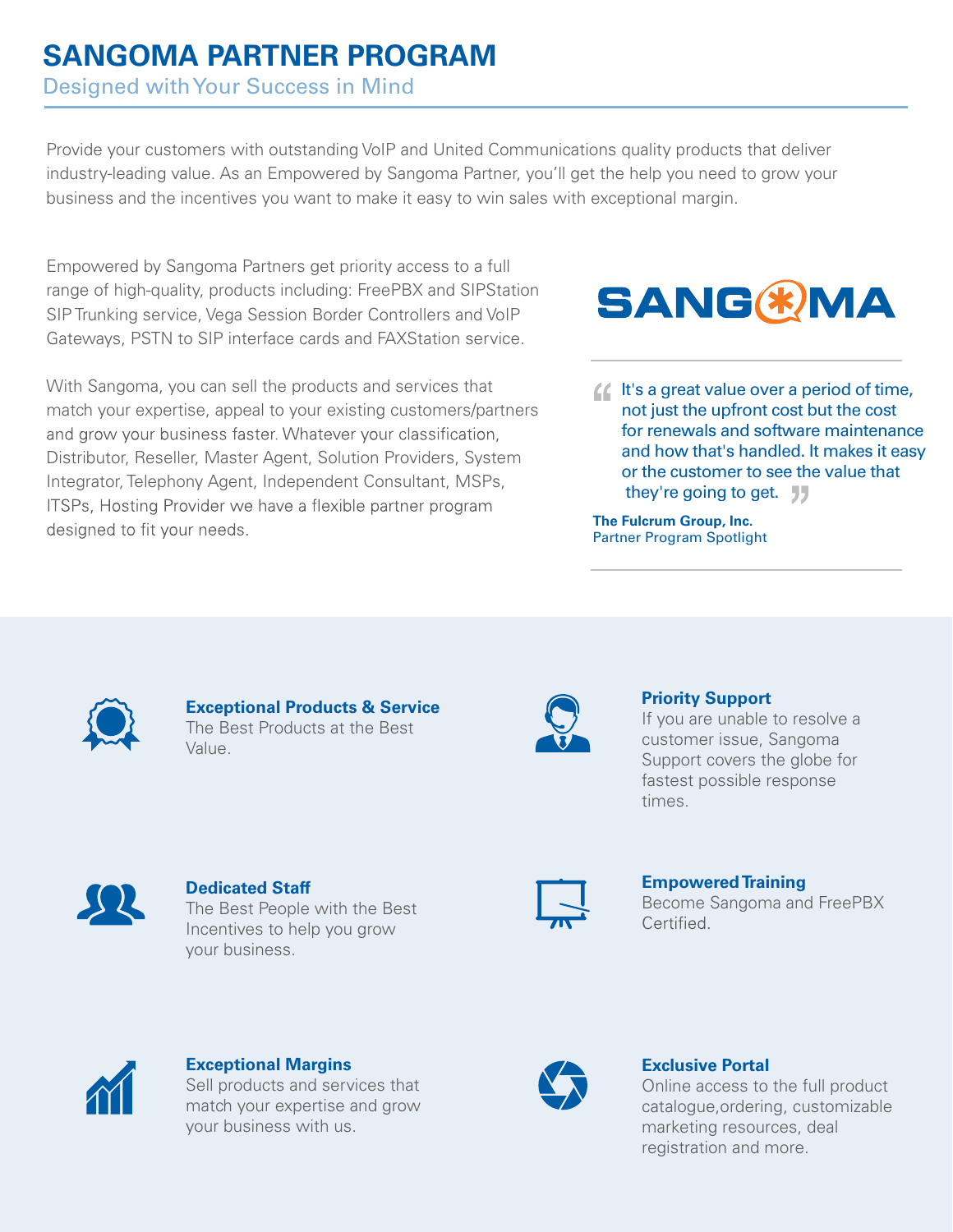# SANGOMA PARTNER PROGRAM

## Designed with Your Success in Mind

Provide your customers with outstanding VoIP and United Communications quality products that deliver industry-leading value. As an Empowered by Sangoma Partner, you'll get the help you need to grow your business and the incentives you want to make it easy to win sales with exceptional margin.

Empowered by Sangoma Partners get priority access to a full range of high-quality, products including: FreePBX and SIPStation SIP Trunking service, Vega Session Border Controllers and VoIP Gateways, PSTN to SIP interface cards and FAXStation service.

With Sangoma, you can sell the products and services that match your expertise, appeal to your existing customers/partners and grow your business faster. Whatever your classification, Distributor, Reseller, Master Agent, Solution Providers, System Integrator, Telephony Agent, Independent Consultant, MSPs, ITSPs, Hosting Provider we have a flexible partner program designed to fit your needs.

SANGOMA

> "It's a great value over a period of time, not just the upfront cost but the cost for renewals and software maintenance and how that's handled. It makes it easy or the customer to see the value that they're going to get."

**The Fulcrum Group, Inc.**
Partner Program Spotlight

**Exceptional Products & Service**
The Best Products at the Best Value.

**Priority Support**
If you are unable to resolve a customer issue, Sangoma Support covers the globe for fastest possible response times.

**Dedicated Staff**
The Best People with the Best Incentives to help you grow your business.

**Empowered Training**
Become Sangoma and FreePBX Certified.

**Exceptional Margins**
Sell products and services that match your expertise and grow your business with us.

**Exclusive Portal**
Online access to the full product catalogue,ordering, customizable marketing resources, deal registration and more.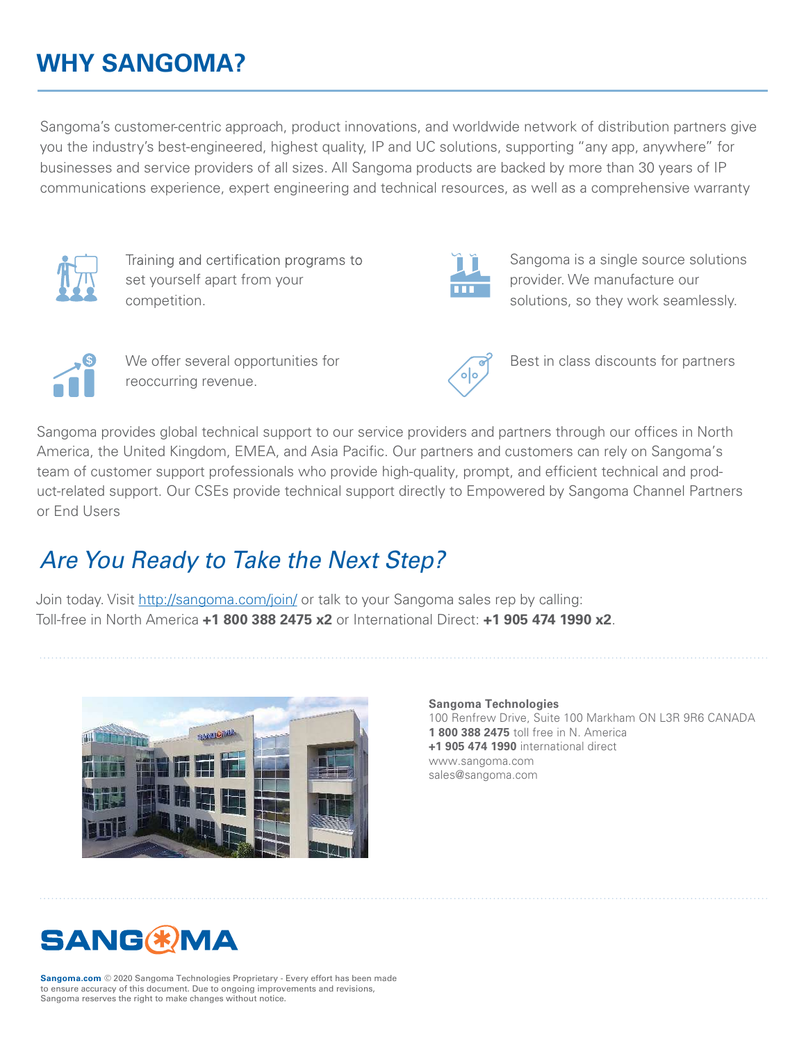# WHY SANGOMA?

Sangoma's customer-centric approach, product innovations, and worldwide network of distribution partners give you the industry's best-engineered, highest quality, IP and UC solutions, supporting "any app, anywhere" for businesses and service providers of all sizes. All Sangoma products are backed by more than 30 years of IP communications experience, expert engineering and technical resources, as well as a comprehensive warranty

Training and certification programs to set yourself apart from your competition.

Sangoma is a single source solutions provider. We manufacture our solutions, so they work seamlessly.

We offer several opportunities for reoccurring revenue.

Best in class discounts for partners

Sangoma provides global technical support to our service providers and partners through our offices in North America, the United Kingdom, EMEA, and Asia Pacific. Our partners and customers can rely on Sangoma's team of customer support professionals who provide high-quality, prompt, and efficient technical and product-related support. Our CSEs provide technical support directly to Empowered by Sangoma Channel Partners or End Users

## *Are You Ready to Take the Next Step?*

Join today. Visit http://sangoma.com/join/ or talk to your Sangoma sales rep by calling:
Toll-free in North America **+1 800 388 2475 x2** or International Direct: **+1 905 474 1990 x2**.

**Sangoma Technologies**
100 Renfrew Drive, Suite 100 Markham ON L3R 9R6 CANADA
**1 800 388 2475** toll free in N. America
**+1 905 474 1990** international direct
www.sangoma.com
sales@sangoma.com

SANGOMA

**Sangoma.com** © 2020 Sangoma Technologies Proprietary - Every effort has been made to ensure accuracy of this document. Due to ongoing improvements and revisions, Sangoma reserves the right to make changes without notice.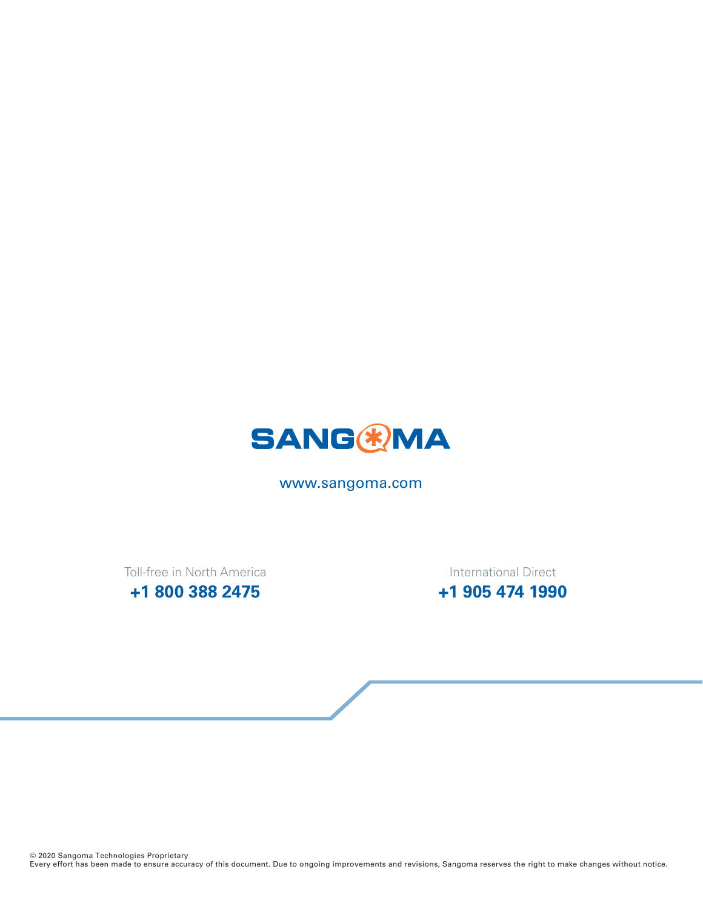SANGOMA

www.sangoma.com

Toll-free in North America
**+1 800 388 2475**

International Direct
**+1 905 474 1990**

© 2020 Sangoma Technologies Proprietary
Every effort has been made to ensure accuracy of this document. Due to ongoing improvements and revisions, Sangoma reserves the right to make changes without notice.